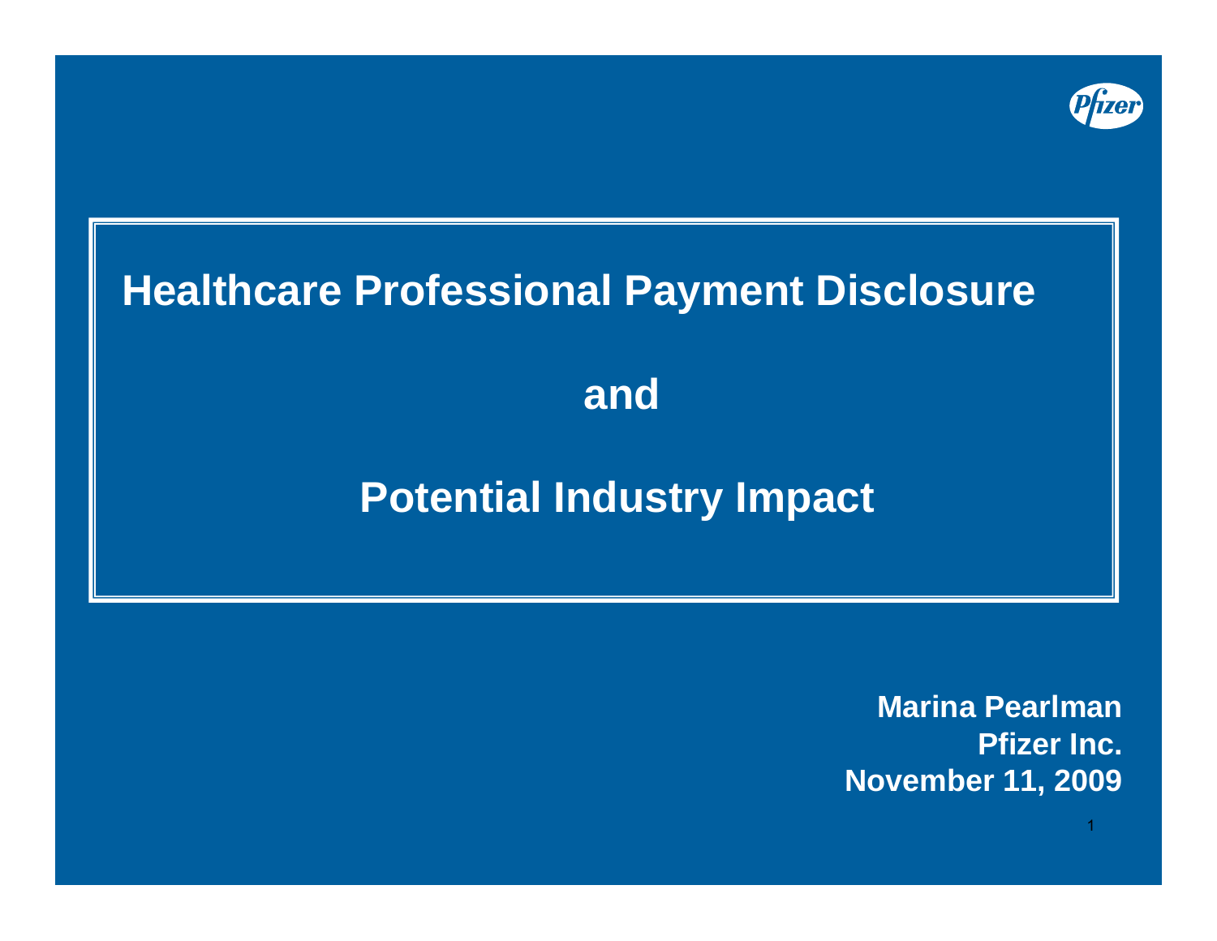# Healthcare Professional Payment Disclosure

# and

# Potential Industry Impact

**Marina Pearlman**
**Pfizer Inc.**
**November 11, 2009**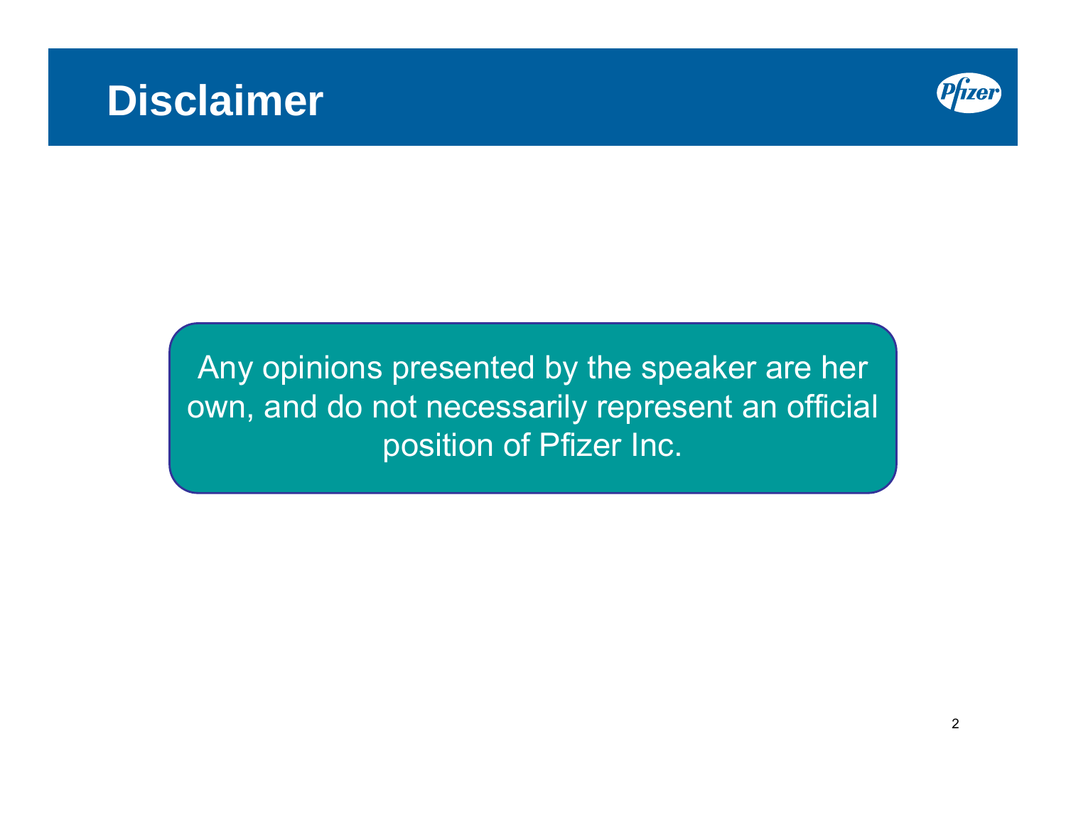# Disclaimer

Any opinions presented by the speaker are her own, and do not necessarily represent an official position of Pfizer Inc.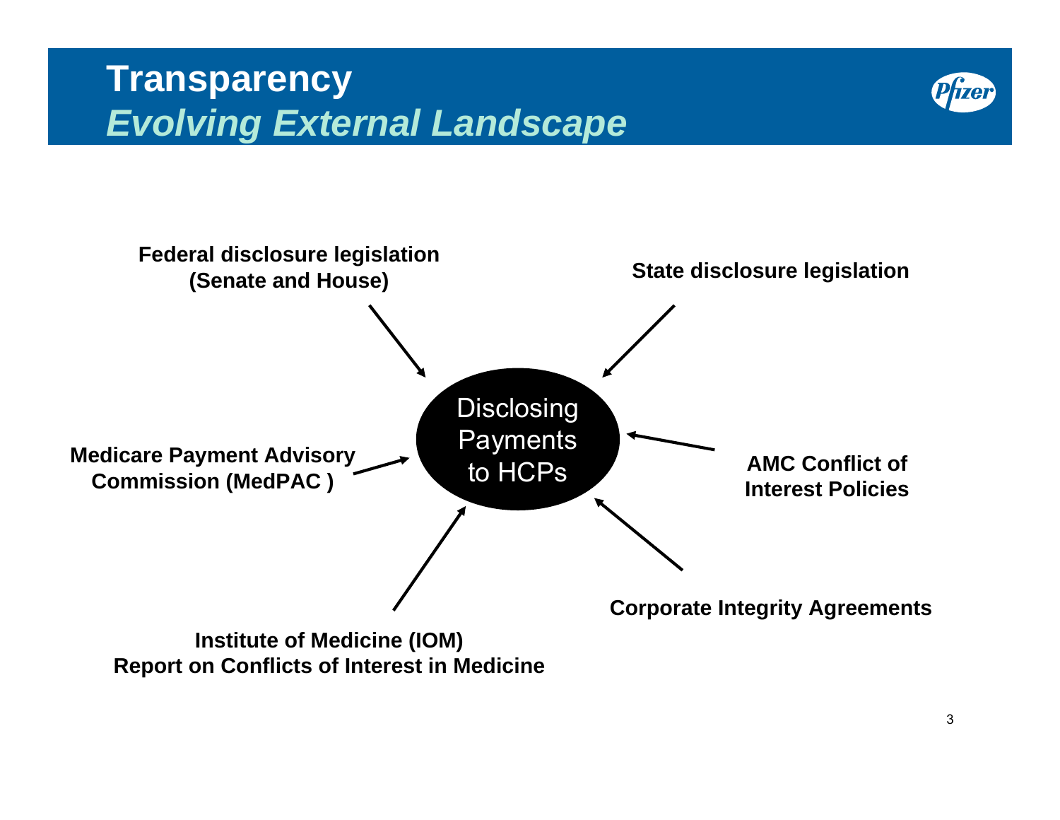# Transparency
## *Evolving External Landscape*

**Disclosing Payments to HCPs**

- **Federal disclosure legislation (Senate and House)**
- **State disclosure legislation**
- **Medicare Payment Advisory Commission (MedPAC )**
- **AMC Conflict of Interest Policies**
- **Institute of Medicine (IOM) Report on Conflicts of Interest in Medicine**
- **Corporate Integrity Agreements**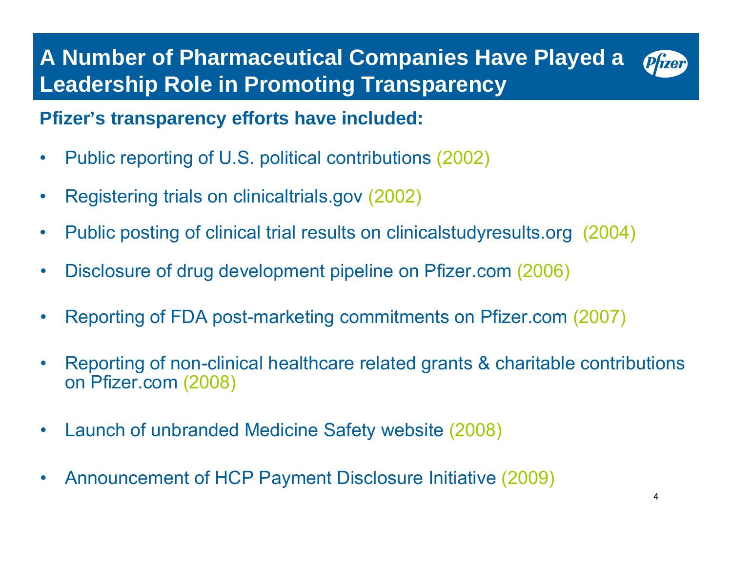# A Number of Pharmaceutical Companies Have Played a Leadership Role in Promoting Transparency

**Pfizer's transparency efforts have included:**

- Public reporting of U.S. political contributions (2002)
- Registering trials on clinicaltrials.gov (2002)
- Public posting of clinical trial results on clinicalstudyresults.org (2004)
- Disclosure of drug development pipeline on Pfizer.com (2006)
- Reporting of FDA post-marketing commitments on Pfizer.com (2007)
- Reporting of non-clinical healthcare related grants & charitable contributions on Pfizer.com (2008)
- Launch of unbranded Medicine Safety website (2008)
- Announcement of HCP Payment Disclosure Initiative (2009)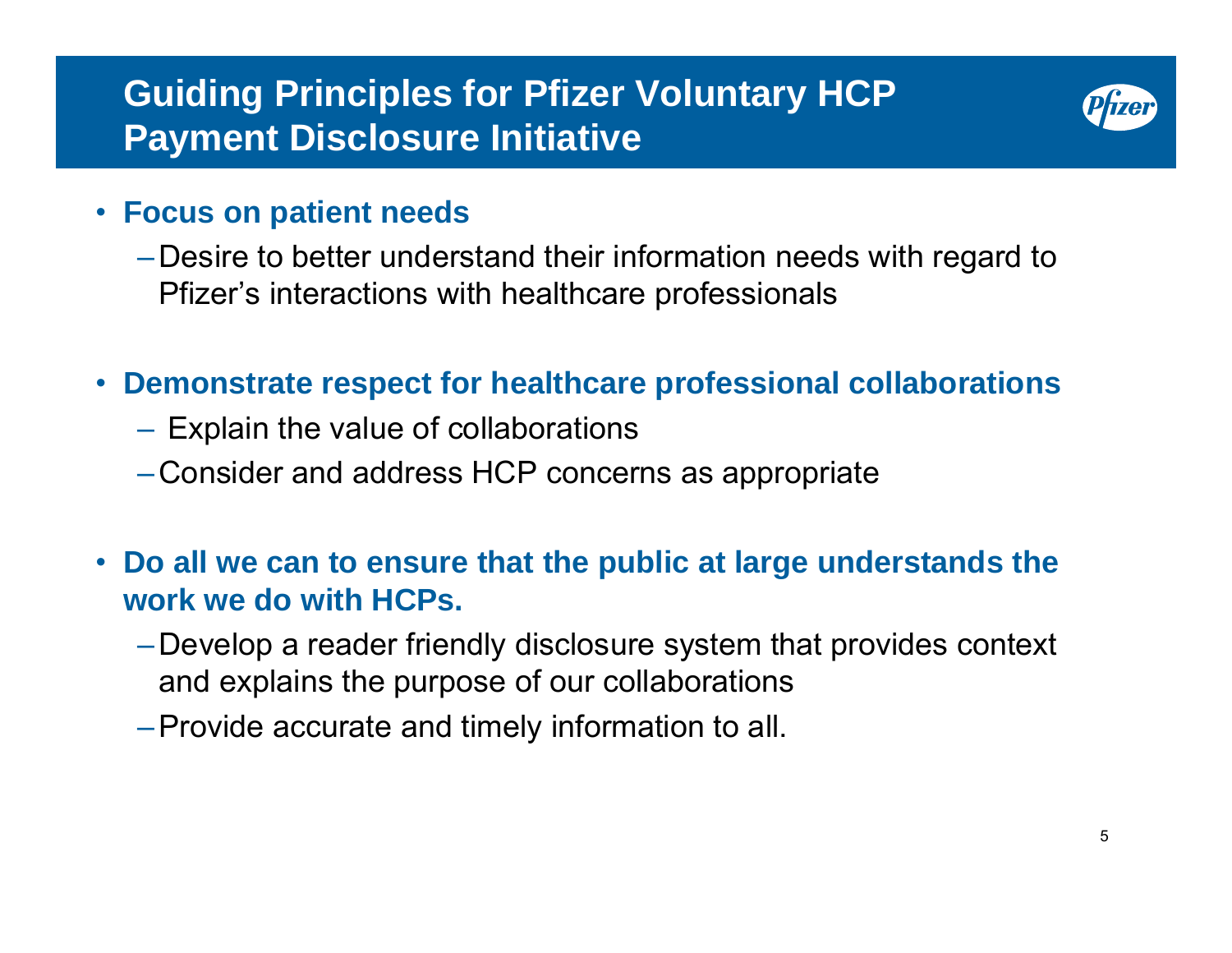# Guiding Principles for Pfizer Voluntary HCP Payment Disclosure Initiative

- **Focus on patient needs**
  - Desire to better understand their information needs with regard to Pfizer's interactions with healthcare professionals
- **Demonstrate respect for healthcare professional collaborations**
  - Explain the value of collaborations
  - Consider and address HCP concerns as appropriate
- **Do all we can to ensure that the public at large understands the work we do with HCPs.**
  - Develop a reader friendly disclosure system that provides context and explains the purpose of our collaborations
  - Provide accurate and timely information to all.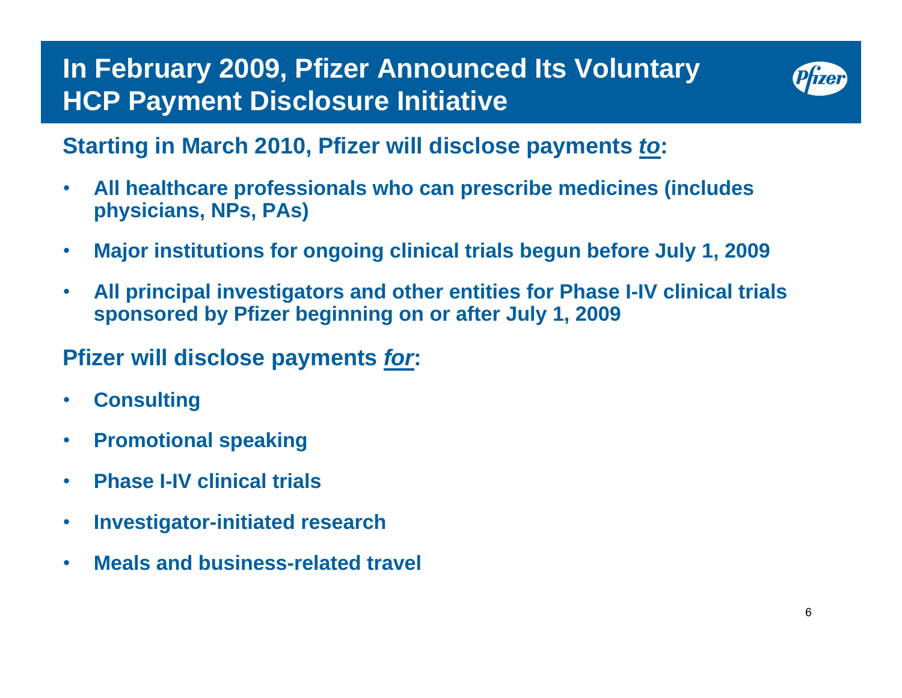# In February 2009, Pfizer Announced Its Voluntary HCP Payment Disclosure Initiative

**Starting in March 2010, Pfizer will disclose payments *to*:**

- **All healthcare professionals who can prescribe medicines (includes physicians, NPs, PAs)**
- **Major institutions for ongoing clinical trials begun before July 1, 2009**
- **All principal investigators and other entities for Phase I-IV clinical trials sponsored by Pfizer beginning on or after July 1, 2009**

**Pfizer will disclose payments *for*:**

- **Consulting**
- **Promotional speaking**
- **Phase I-IV clinical trials**
- **Investigator-initiated research**
- **Meals and business-related travel**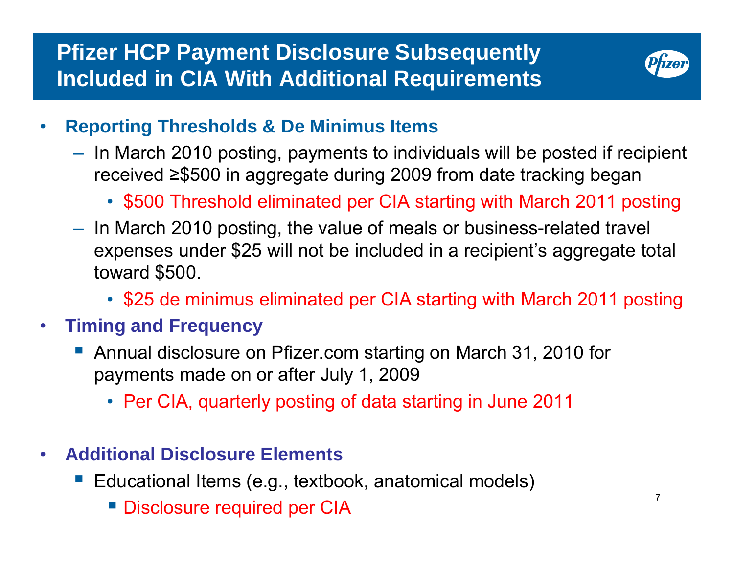# Pfizer HCP Payment Disclosure Subsequently Included in CIA With Additional Requirements

- **Reporting Thresholds & De Minimus Items**
  - In March 2010 posting, payments to individuals will be posted if recipient received ≥$500 in aggregate during 2009 from date tracking began
    - $500 Threshold eliminated per CIA starting with March 2011 posting
  - In March 2010 posting, the value of meals or business-related travel expenses under $25 will not be included in a recipient's aggregate total toward $500.
    - $25 de minimus eliminated per CIA starting with March 2011 posting
- **Timing and Frequency**
  - Annual disclosure on Pfizer.com starting on March 31, 2010 for payments made on or after July 1, 2009
    - Per CIA, quarterly posting of data starting in June 2011
- **Additional Disclosure Elements**
  - Educational Items (e.g., textbook, anatomical models)
    - Disclosure required per CIA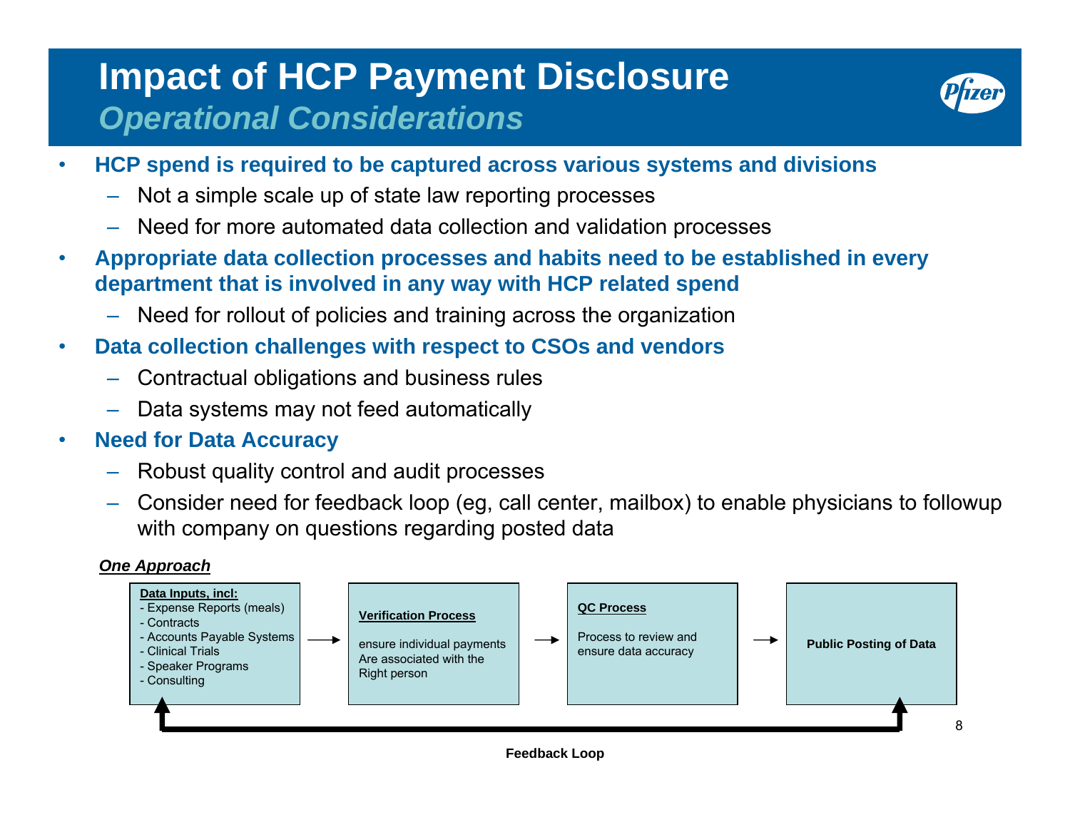# Impact of HCP Payment Disclosure

## *Operational Considerations*

- **HCP spend is required to be captured across various systems and divisions**
  - Not a simple scale up of state law reporting processes
  - Need for more automated data collection and validation processes
- **Appropriate data collection processes and habits need to be established in every department that is involved in any way with HCP related spend**
  - Need for rollout of policies and training across the organization
- **Data collection challenges with respect to CSOs and vendors**
  - Contractual obligations and business rules
  - Data systems may not feed automatically
- **Need for Data Accuracy**
  - Robust quality control and audit processes
  - Consider need for feedback loop (eg, call center, mailbox) to enable physicians to followup with company on questions regarding posted data

***One Approach***

**Data Inputs, incl:**
- Expense Reports (meals)
- Contracts
- Accounts Payable Systems
- Clinical Trials
- Speaker Programs
- Consulting

→ **Verification Process**

ensure individual payments Are associated with the Right person

→ **QC Process**

Process to review and ensure data accuracy

→ **Public Posting of Data**

**Feedback Loop**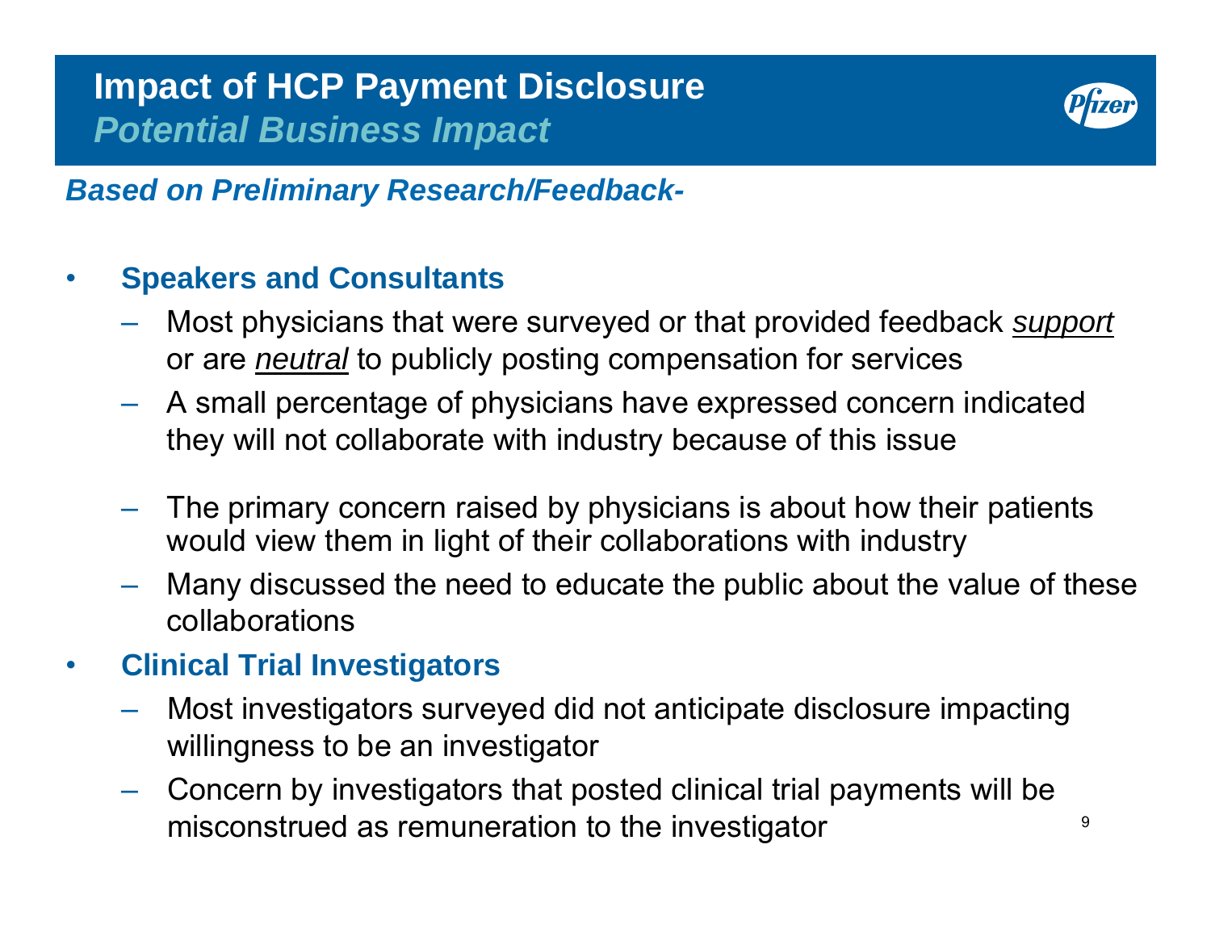# Impact of HCP Payment Disclosure

## *Potential Business Impact*

***Based on Preliminary Research/Feedback-***

- **Speakers and Consultants**
  - Most physicians that were surveyed or that provided feedback <u>*support*</u> or are <u>*neutral*</u> to publicly posting compensation for services
  - A small percentage of physicians have expressed concern indicated they will not collaborate with industry because of this issue
  - The primary concern raised by physicians is about how their patients would view them in light of their collaborations with industry
  - Many discussed the need to educate the public about the value of these collaborations
- **Clinical Trial Investigators**
  - Most investigators surveyed did not anticipate disclosure impacting willingness to be an investigator
  - Concern by investigators that posted clinical trial payments will be misconstrued as remuneration to the investigator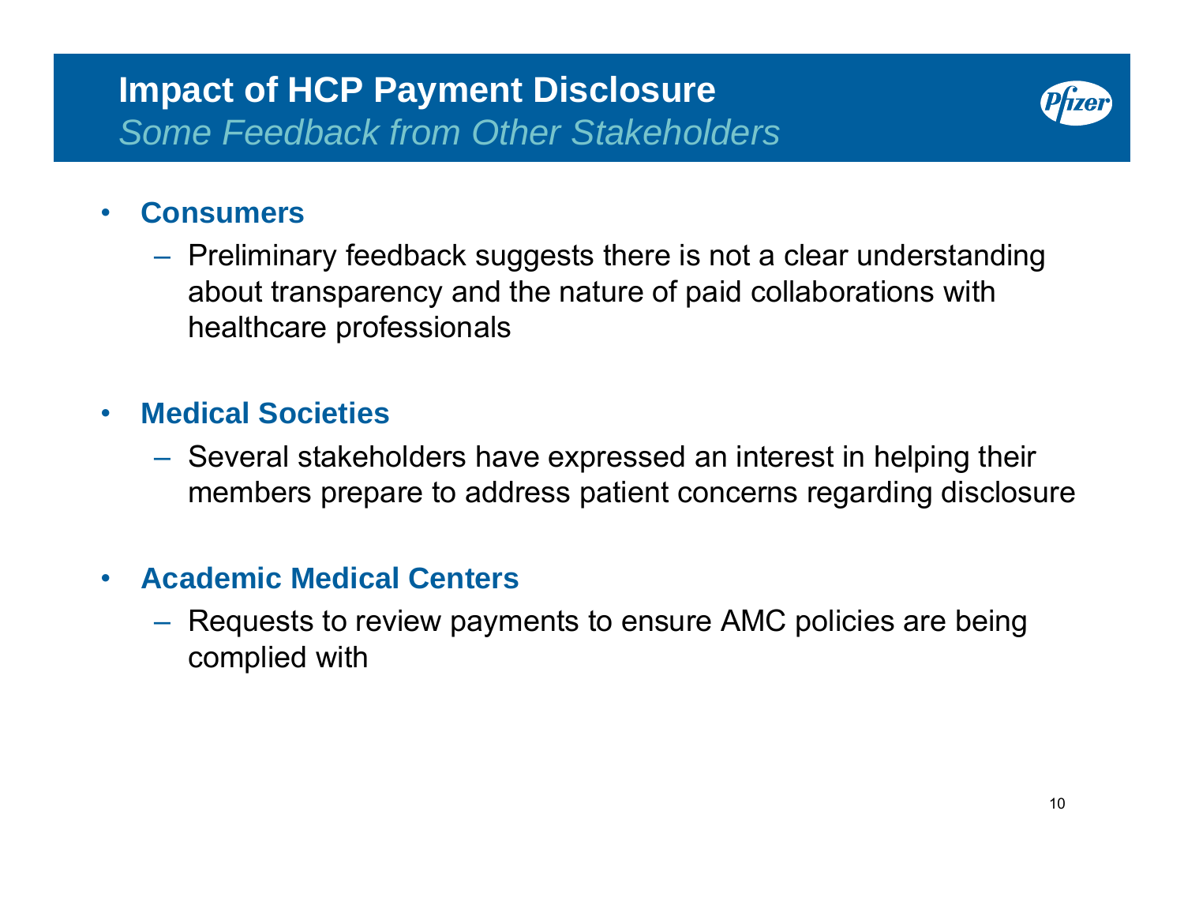# Impact of HCP Payment Disclosure

*Some Feedback from Other Stakeholders*

- **Consumers**
  - Preliminary feedback suggests there is not a clear understanding about transparency and the nature of paid collaborations with healthcare professionals
- **Medical Societies**
  - Several stakeholders have expressed an interest in helping their members prepare to address patient concerns regarding disclosure
- **Academic Medical Centers**
  - Requests to review payments to ensure AMC policies are being complied with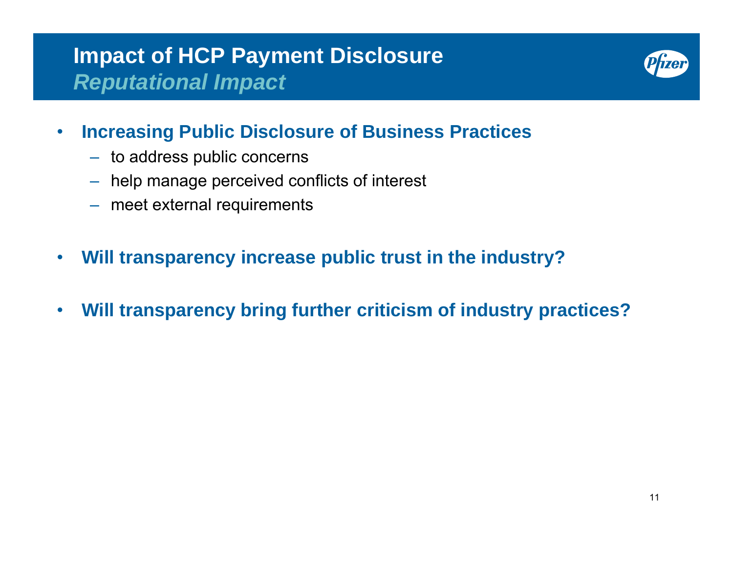# Impact of HCP Payment Disclosure

## *Reputational Impact*

- **Increasing Public Disclosure of Business Practices**
  - to address public concerns
  - help manage perceived conflicts of interest
  - meet external requirements

- **Will transparency increase public trust in the industry?**

- **Will transparency bring further criticism of industry practices?**